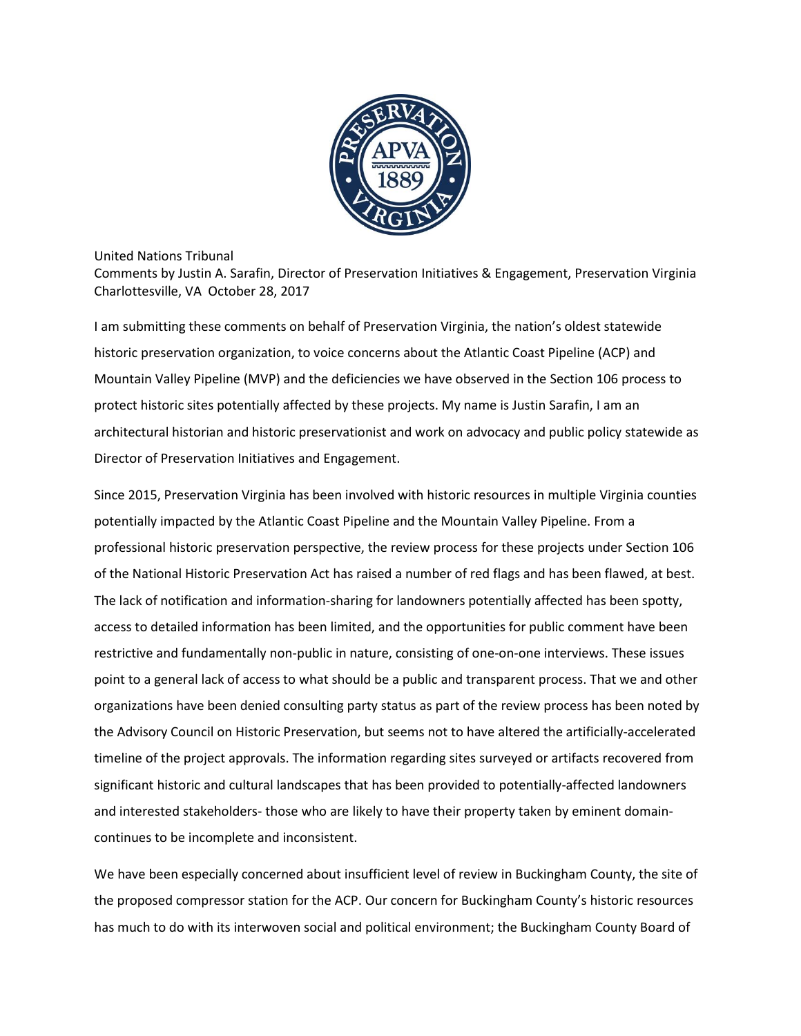United Nations Tribunal
Comments by Justin A. Sarafin, Director of Preservation Initiatives & Engagement, Preservation Virginia
Charlottesville, VA October 28, 2017

I am submitting these comments on behalf of Preservation Virginia, the nation's oldest statewide historic preservation organization, to voice concerns about the Atlantic Coast Pipeline (ACP) and Mountain Valley Pipeline (MVP) and the deficiencies we have observed in the Section 106 process to protect historic sites potentially affected by these projects. My name is Justin Sarafin, I am an architectural historian and historic preservationist and work on advocacy and public policy statewide as Director of Preservation Initiatives and Engagement.

Since 2015, Preservation Virginia has been involved with historic resources in multiple Virginia counties potentially impacted by the Atlantic Coast Pipeline and the Mountain Valley Pipeline. From a professional historic preservation perspective, the review process for these projects under Section 106 of the National Historic Preservation Act has raised a number of red flags and has been flawed, at best. The lack of notification and information-sharing for landowners potentially affected has been spotty, access to detailed information has been limited, and the opportunities for public comment have been restrictive and fundamentally non-public in nature, consisting of one-on-one interviews. These issues point to a general lack of access to what should be a public and transparent process. That we and other organizations have been denied consulting party status as part of the review process has been noted by the Advisory Council on Historic Preservation, but seems not to have altered the artificially-accelerated timeline of the project approvals. The information regarding sites surveyed or artifacts recovered from significant historic and cultural landscapes that has been provided to potentially-affected landowners and interested stakeholders- those who are likely to have their property taken by eminent domain- continues to be incomplete and inconsistent.

We have been especially concerned about insufficient level of review in Buckingham County, the site of the proposed compressor station for the ACP. Our concern for Buckingham County's historic resources has much to do with its interwoven social and political environment; the Buckingham County Board of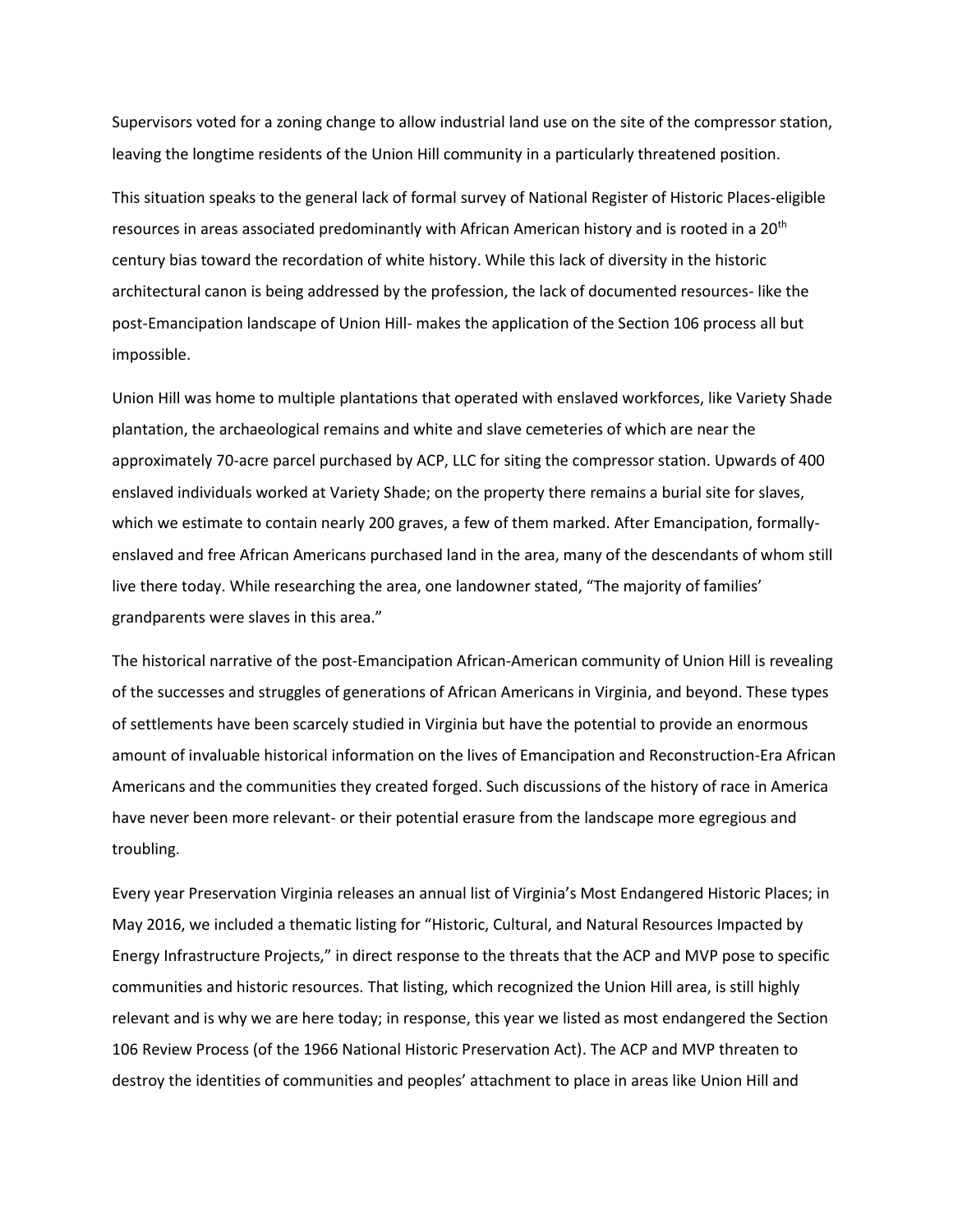Supervisors voted for a zoning change to allow industrial land use on the site of the compressor station, leaving the longtime residents of the Union Hill community in a particularly threatened position.

This situation speaks to the general lack of formal survey of National Register of Historic Places-eligible resources in areas associated predominantly with African American history and is rooted in a 20th century bias toward the recordation of white history. While this lack of diversity in the historic architectural canon is being addressed by the profession, the lack of documented resources- like the post-Emancipation landscape of Union Hill- makes the application of the Section 106 process all but impossible.

Union Hill was home to multiple plantations that operated with enslaved workforces, like Variety Shade plantation, the archaeological remains and white and slave cemeteries of which are near the approximately 70-acre parcel purchased by ACP, LLC for siting the compressor station. Upwards of 400 enslaved individuals worked at Variety Shade; on the property there remains a burial site for slaves, which we estimate to contain nearly 200 graves, a few of them marked. After Emancipation, formally-enslaved and free African Americans purchased land in the area, many of the descendants of whom still live there today. While researching the area, one landowner stated, "The majority of families' grandparents were slaves in this area."

The historical narrative of the post-Emancipation African-American community of Union Hill is revealing of the successes and struggles of generations of African Americans in Virginia, and beyond. These types of settlements have been scarcely studied in Virginia but have the potential to provide an enormous amount of invaluable historical information on the lives of Emancipation and Reconstruction-Era African Americans and the communities they created forged. Such discussions of the history of race in America have never been more relevant- or their potential erasure from the landscape more egregious and troubling.

Every year Preservation Virginia releases an annual list of Virginia's Most Endangered Historic Places; in May 2016, we included a thematic listing for "Historic, Cultural, and Natural Resources Impacted by Energy Infrastructure Projects," in direct response to the threats that the ACP and MVP pose to specific communities and historic resources. That listing, which recognized the Union Hill area, is still highly relevant and is why we are here today; in response, this year we listed as most endangered the Section 106 Review Process (of the 1966 National Historic Preservation Act). The ACP and MVP threaten to destroy the identities of communities and peoples' attachment to place in areas like Union Hill and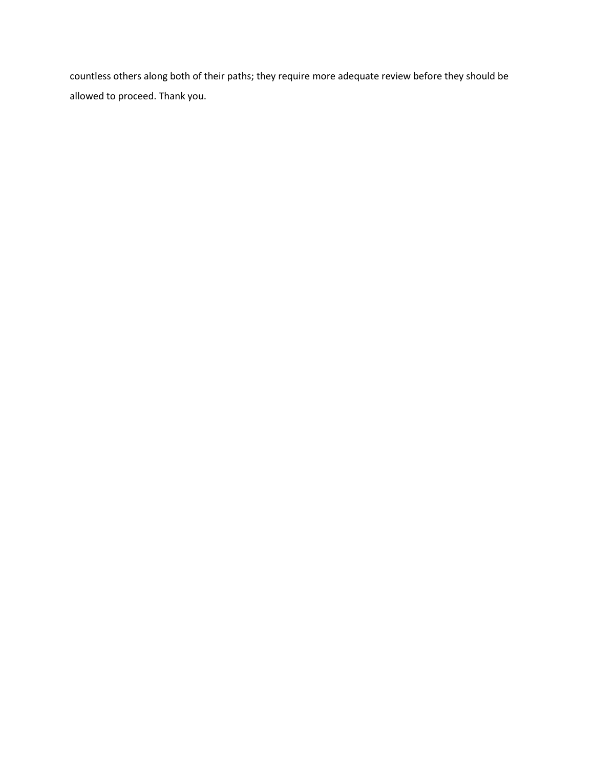countless others along both of their paths; they require more adequate review before they should be allowed to proceed. Thank you.